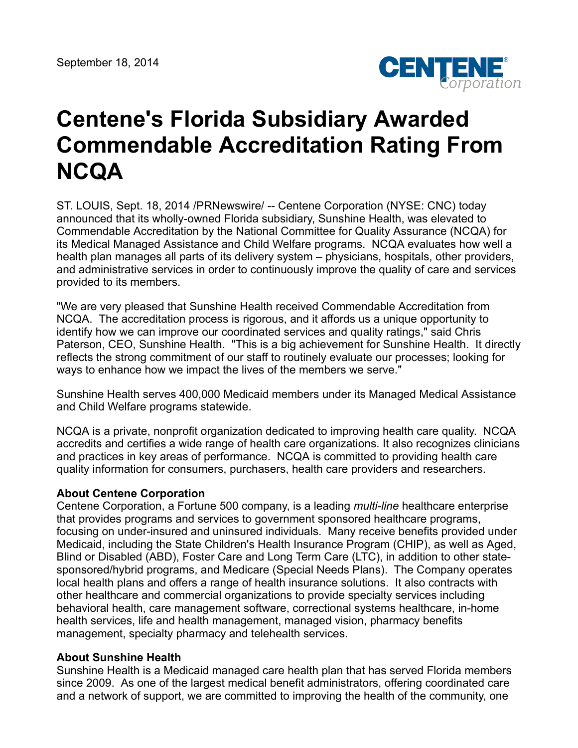September 18, 2014

# Centene's Florida Subsidiary Awarded Commendable Accreditation Rating From NCQA

ST. LOUIS, Sept. 18, 2014 /PRNewswire/ -- Centene Corporation (NYSE: CNC) today announced that its wholly-owned Florida subsidiary, Sunshine Health, was elevated to Commendable Accreditation by the National Committee for Quality Assurance (NCQA) for its Medical Managed Assistance and Child Welfare programs. NCQA evaluates how well a health plan manages all parts of its delivery system – physicians, hospitals, other providers, and administrative services in order to continuously improve the quality of care and services provided to its members.

"We are very pleased that Sunshine Health received Commendable Accreditation from NCQA. The accreditation process is rigorous, and it affords us a unique opportunity to identify how we can improve our coordinated services and quality ratings," said Chris Paterson, CEO, Sunshine Health. "This is a big achievement for Sunshine Health. It directly reflects the strong commitment of our staff to routinely evaluate our processes; looking for ways to enhance how we impact the lives of the members we serve."

Sunshine Health serves 400,000 Medicaid members under its Managed Medical Assistance and Child Welfare programs statewide.

NCQA is a private, nonprofit organization dedicated to improving health care quality. NCQA accredits and certifies a wide range of health care organizations. It also recognizes clinicians and practices in key areas of performance. NCQA is committed to providing health care quality information for consumers, purchasers, health care providers and researchers.

**About Centene Corporation**
Centene Corporation, a Fortune 500 company, is a leading *multi-line* healthcare enterprise that provides programs and services to government sponsored healthcare programs, focusing on under-insured and uninsured individuals. Many receive benefits provided under Medicaid, including the State Children's Health Insurance Program (CHIP), as well as Aged, Blind or Disabled (ABD), Foster Care and Long Term Care (LTC), in addition to other state-sponsored/hybrid programs, and Medicare (Special Needs Plans). The Company operates local health plans and offers a range of health insurance solutions. It also contracts with other healthcare and commercial organizations to provide specialty services including behavioral health, care management software, correctional systems healthcare, in-home health services, life and health management, managed vision, pharmacy benefits management, specialty pharmacy and telehealth services.

**About Sunshine Health**
Sunshine Health is a Medicaid managed care health plan that has served Florida members since 2009. As one of the largest medical benefit administrators, offering coordinated care and a network of support, we are committed to improving the health of the community, one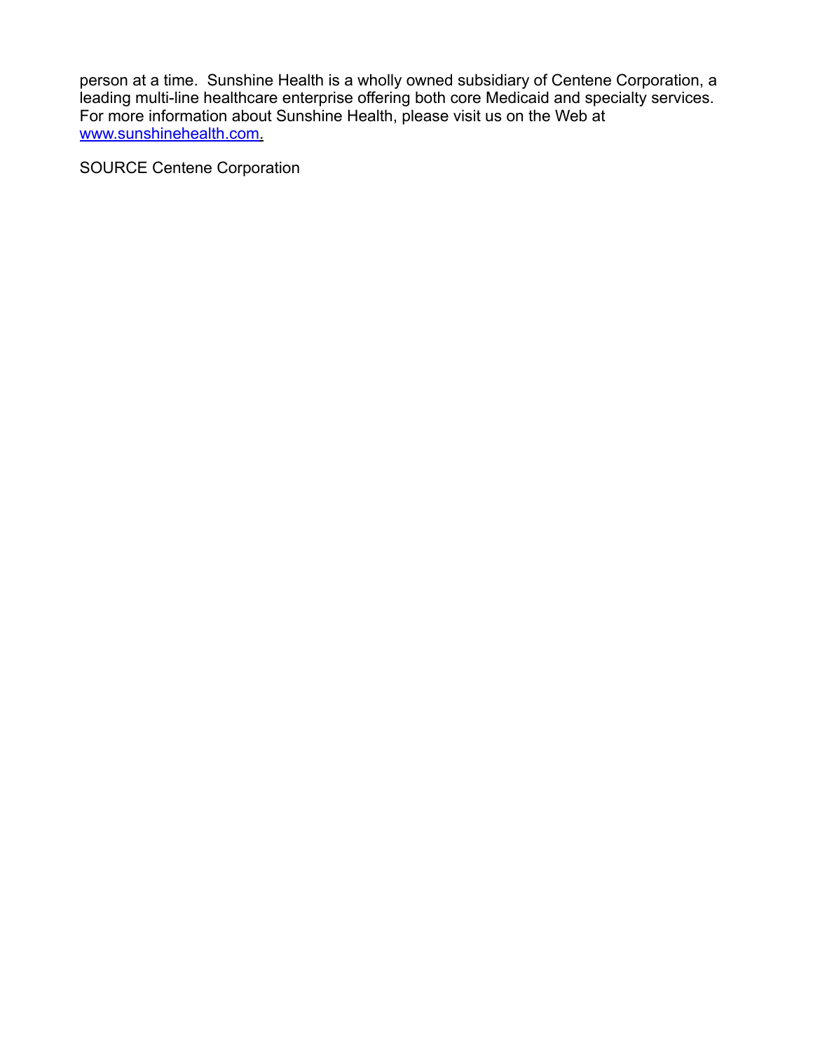person at a time.  Sunshine Health is a wholly owned subsidiary of Centene Corporation, a leading multi-line healthcare enterprise offering both core Medicaid and specialty services. For more information about Sunshine Health, please visit us on the Web at [www.sunshinehealth.com](http://www.sunshinehealth.com).

SOURCE Centene Corporation